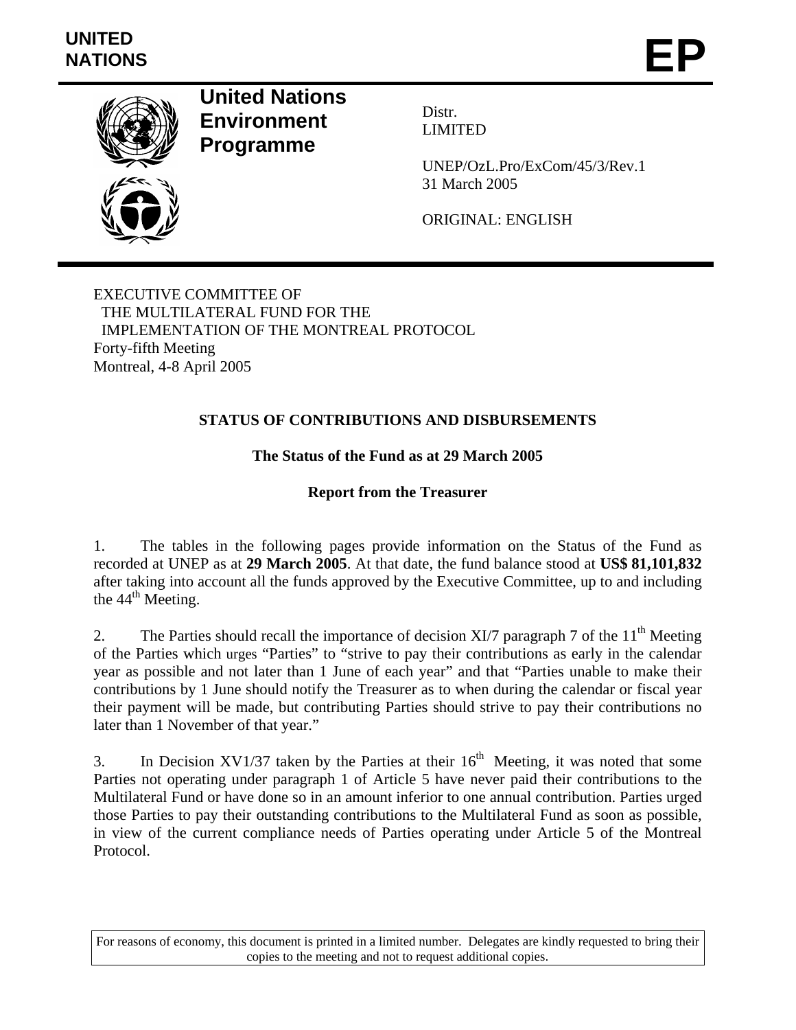UNITED NATIONS

# EP

**United Nations Environment Programme**

Distr.
LIMITED

UNEP/OzL.Pro/ExCom/45/3/Rev.1
31 March 2005

ORIGINAL: ENGLISH

EXECUTIVE COMMITTEE OF
THE MULTILATERAL FUND FOR THE
IMPLEMENTATION OF THE MONTREAL PROTOCOL
Forty-fifth Meeting
Montreal, 4-8 April 2005

## STATUS OF CONTRIBUTIONS AND DISBURSEMENTS

### The Status of the Fund as at 29 March 2005

### Report from the Treasurer

1. The tables in the following pages provide information on the Status of the Fund as recorded at UNEP as at **29 March 2005**. At that date, the fund balance stood at **US$ 81,101,832** after taking into account all the funds approved by the Executive Committee, up to and including the 44th Meeting.

2. The Parties should recall the importance of decision XI/7 paragraph 7 of the 11th Meeting of the Parties which urges "Parties" to "strive to pay their contributions as early in the calendar year as possible and not later than 1 June of each year" and that "Parties unable to make their contributions by 1 June should notify the Treasurer as to when during the calendar or fiscal year their payment will be made, but contributing Parties should strive to pay their contributions no later than 1 November of that year."

3. In Decision XV1/37 taken by the Parties at their 16th Meeting, it was noted that some Parties not operating under paragraph 1 of Article 5 have never paid their contributions to the Multilateral Fund or have done so in an amount inferior to one annual contribution. Parties urged those Parties to pay their outstanding contributions to the Multilateral Fund as soon as possible, in view of the current compliance needs of Parties operating under Article 5 of the Montreal Protocol.

For reasons of economy, this document is printed in a limited number. Delegates are kindly requested to bring their copies to the meeting and not to request additional copies.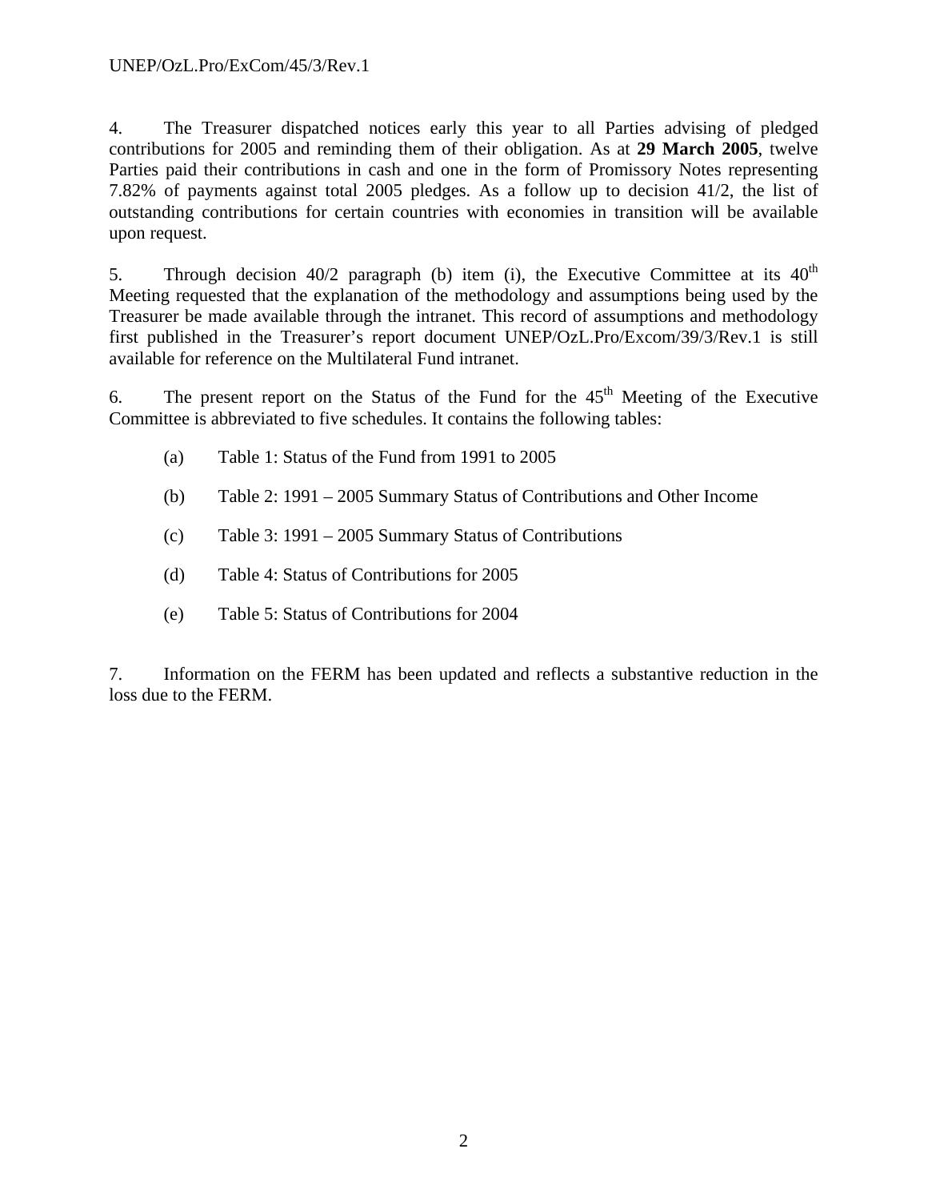4. The Treasurer dispatched notices early this year to all Parties advising of pledged contributions for 2005 and reminding them of their obligation. As at **29 March 2005**, twelve Parties paid their contributions in cash and one in the form of Promissory Notes representing 7.82% of payments against total 2005 pledges. As a follow up to decision 41/2, the list of outstanding contributions for certain countries with economies in transition will be available upon request.

5. Through decision 40/2 paragraph (b) item (i), the Executive Committee at its 40th Meeting requested that the explanation of the methodology and assumptions being used by the Treasurer be made available through the intranet. This record of assumptions and methodology first published in the Treasurer's report document UNEP/OzL.Pro/Excom/39/3/Rev.1 is still available for reference on the Multilateral Fund intranet.

6. The present report on the Status of the Fund for the 45th Meeting of the Executive Committee is abbreviated to five schedules. It contains the following tables:

- (a) Table 1: Status of the Fund from 1991 to 2005
- (b) Table 2: 1991 – 2005 Summary Status of Contributions and Other Income
- (c) Table 3: 1991 – 2005 Summary Status of Contributions
- (d) Table 4: Status of Contributions for 2005
- (e) Table 5: Status of Contributions for 2004

7. Information on the FERM has been updated and reflects a substantive reduction in the loss due to the FERM.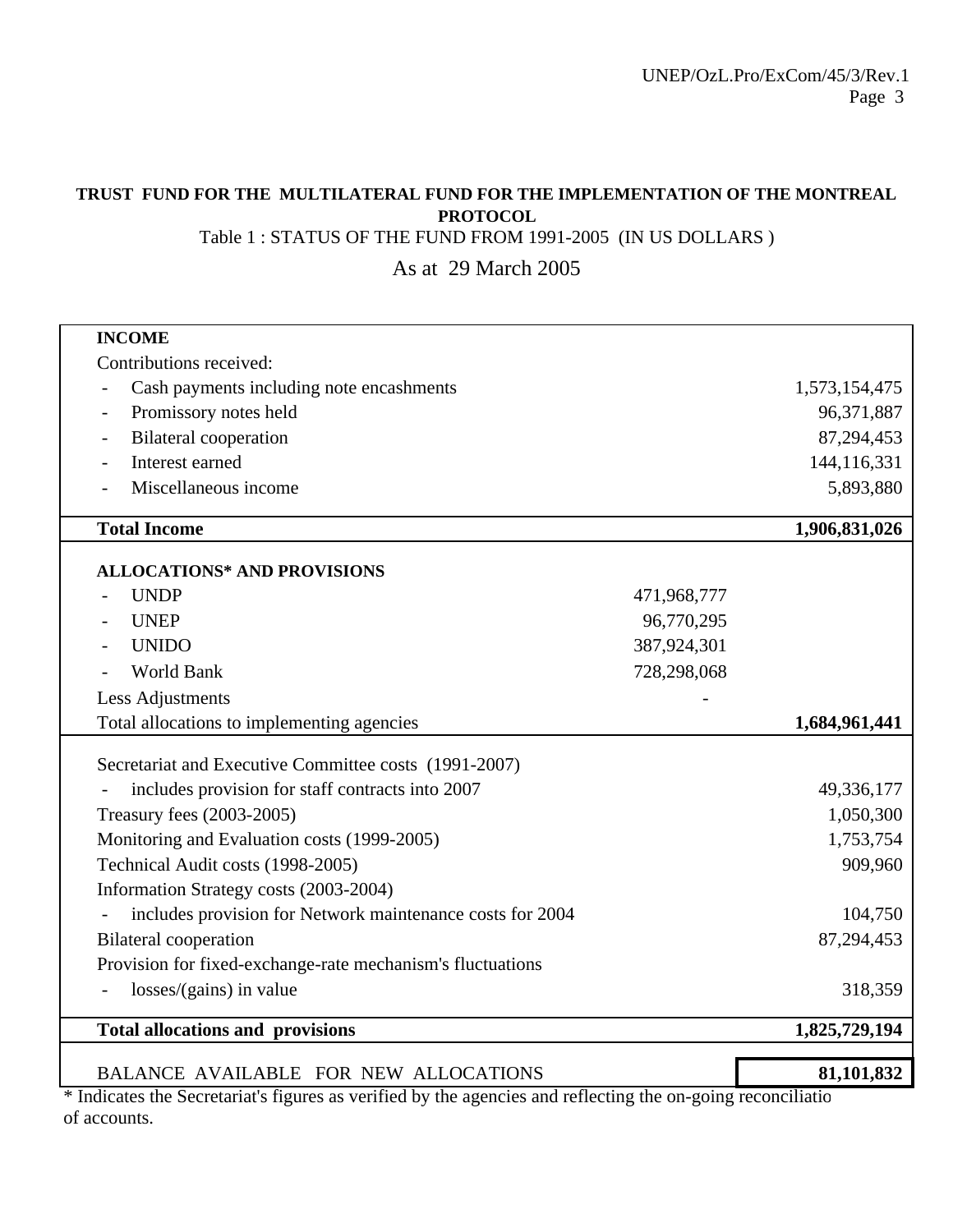**TRUST FUND FOR THE MULTILATERAL FUND FOR THE IMPLEMENTATION OF THE MONTREAL PROTOCOL**

Table 1 : STATUS OF THE FUND FROM 1991-2005 (IN US DOLLARS )

As at 29 March 2005

| | | |
|---|---|---|
| **INCOME** | | |
| Contributions received: | | |
| - Cash payments including note encashments | | 1,573,154,475 |
| - Promissory notes held | | 96,371,887 |
| - Bilateral cooperation | | 87,294,453 |
| - Interest earned | | 144,116,331 |
| - Miscellaneous income | | 5,893,880 |
| **Total Income** | | **1,906,831,026** |
| **ALLOCATIONS* AND PROVISIONS** | | |
| - UNDP | 471,968,777 | |
| - UNEP | 96,770,295 | |
| - UNIDO | 387,924,301 | |
| - World Bank | 728,298,068 | |
| Less Adjustments | - | |
| Total allocations to implementing agencies | | **1,684,961,441** |
| Secretariat and Executive Committee costs (1991-2007) | | |
| - includes provision for staff contracts into 2007 | | 49,336,177 |
| Treasury fees (2003-2005) | | 1,050,300 |
| Monitoring and Evaluation costs (1999-2005) | | 1,753,754 |
| Technical Audit costs (1998-2005) | | 909,960 |
| Information Strategy costs (2003-2004) | | |
| - includes provision for Network maintenance costs for 2004 | | 104,750 |
| Bilateral cooperation | | 87,294,453 |
| Provision for fixed-exchange-rate mechanism's fluctuations | | |
| - losses/(gains) in value | | 318,359 |
| **Total allocations and provisions** | | **1,825,729,194** |
| BALANCE AVAILABLE FOR NEW ALLOCATIONS | | **81,101,832** |

* Indicates the Secretariat's figures as verified by the agencies and reflecting the on-going reconciliatio of accounts.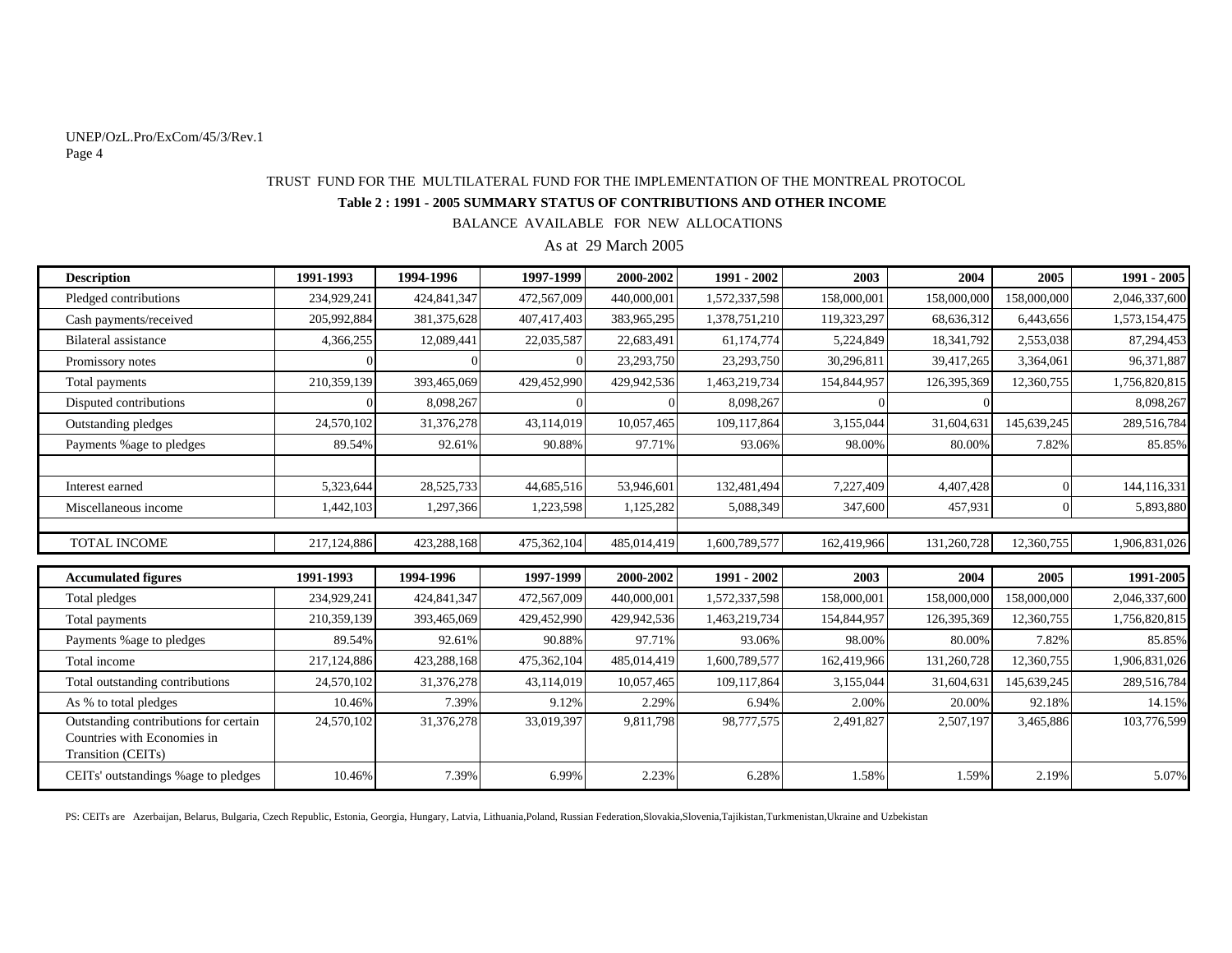TRUST FUND FOR THE MULTILATERAL FUND FOR THE IMPLEMENTATION OF THE MONTREAL PROTOCOL

**Table 2 : 1991 - 2005 SUMMARY STATUS OF CONTRIBUTIONS AND OTHER INCOME**

BALANCE AVAILABLE FOR NEW ALLOCATIONS

As at 29 March 2005

| Description | 1991-1993 | 1994-1996 | 1997-1999 | 2000-2002 | 1991 - 2002 | 2003 | 2004 | 2005 | 1991 - 2005 |
|---|---|---|---|---|---|---|---|---|---|
| Pledged contributions | 234,929,241 | 424,841,347 | 472,567,009 | 440,000,001 | 1,572,337,598 | 158,000,001 | 158,000,000 | 158,000,000 | 2,046,337,600 |
| Cash payments/received | 205,992,884 | 381,375,628 | 407,417,403 | 383,965,295 | 1,378,751,210 | 119,323,297 | 68,636,312 | 6,443,656 | 1,573,154,475 |
| Bilateral assistance | 4,366,255 | 12,089,441 | 22,035,587 | 22,683,491 | 61,174,774 | 5,224,849 | 18,341,792 | 2,553,038 | 87,294,453 |
| Promissory notes | 0 | 0 | 0 | 23,293,750 | 23,293,750 | 30,296,811 | 39,417,265 | 3,364,061 | 96,371,887 |
| Total payments | 210,359,139 | 393,465,069 | 429,452,990 | 429,942,536 | 1,463,219,734 | 154,844,957 | 126,395,369 | 12,360,755 | 1,756,820,815 |
| Disputed contributions | 0 | 8,098,267 | 0 | 0 | 8,098,267 | 0 | 0 | | 8,098,267 |
| Outstanding pledges | 24,570,102 | 31,376,278 | 43,114,019 | 10,057,465 | 109,117,864 | 3,155,044 | 31,604,631 | 145,639,245 | 289,516,784 |
| Payments %age to pledges | 89.54% | 92.61% | 90.88% | 97.71% | 93.06% | 98.00% | 80.00% | 7.82% | 85.85% |
| | | | | | | | | | |
| Interest earned | 5,323,644 | 28,525,733 | 44,685,516 | 53,946,601 | 132,481,494 | 7,227,409 | 4,407,428 | 0 | 144,116,331 |
| Miscellaneous income | 1,442,103 | 1,297,366 | 1,223,598 | 1,125,282 | 5,088,349 | 347,600 | 457,931 | 0 | 5,893,880 |
| | | | | | | | | | |
| TOTAL INCOME | 217,124,886 | 423,288,168 | 475,362,104 | 485,014,419 | 1,600,789,577 | 162,419,966 | 131,260,728 | 12,360,755 | 1,906,831,026 |

| Accumulated figures | 1991-1993 | 1994-1996 | 1997-1999 | 2000-2002 | 1991 - 2002 | 2003 | 2004 | 2005 | 1991-2005 |
|---|---|---|---|---|---|---|---|---|---|
| Total pledges | 234,929,241 | 424,841,347 | 472,567,009 | 440,000,001 | 1,572,337,598 | 158,000,001 | 158,000,000 | 158,000,000 | 2,046,337,600 |
| Total payments | 210,359,139 | 393,465,069 | 429,452,990 | 429,942,536 | 1,463,219,734 | 154,844,957 | 126,395,369 | 12,360,755 | 1,756,820,815 |
| Payments %age to pledges | 89.54% | 92.61% | 90.88% | 97.71% | 93.06% | 98.00% | 80.00% | 7.82% | 85.85% |
| Total income | 217,124,886 | 423,288,168 | 475,362,104 | 485,014,419 | 1,600,789,577 | 162,419,966 | 131,260,728 | 12,360,755 | 1,906,831,026 |
| Total outstanding contributions | 24,570,102 | 31,376,278 | 43,114,019 | 10,057,465 | 109,117,864 | 3,155,044 | 31,604,631 | 145,639,245 | 289,516,784 |
| As % to total pledges | 10.46% | 7.39% | 9.12% | 2.29% | 6.94% | 2.00% | 20.00% | 92.18% | 14.15% |
| Outstanding contributions for certain Countries with Economies in Transition (CEITs) | 24,570,102 | 31,376,278 | 33,019,397 | 9,811,798 | 98,777,575 | 2,491,827 | 2,507,197 | 3,465,886 | 103,776,599 |
| CEITs' outstandings %age to pledges | 10.46% | 7.39% | 6.99% | 2.23% | 6.28% | 1.58% | 1.59% | 2.19% | 5.07% |

PS: CEITs are Azerbaijan, Belarus, Bulgaria, Czech Republic, Estonia, Georgia, Hungary, Latvia, Lithuania,Poland, Russian Federation,Slovakia,Slovenia,Tajikistan,Turkmenistan,Ukraine and Uzbekistan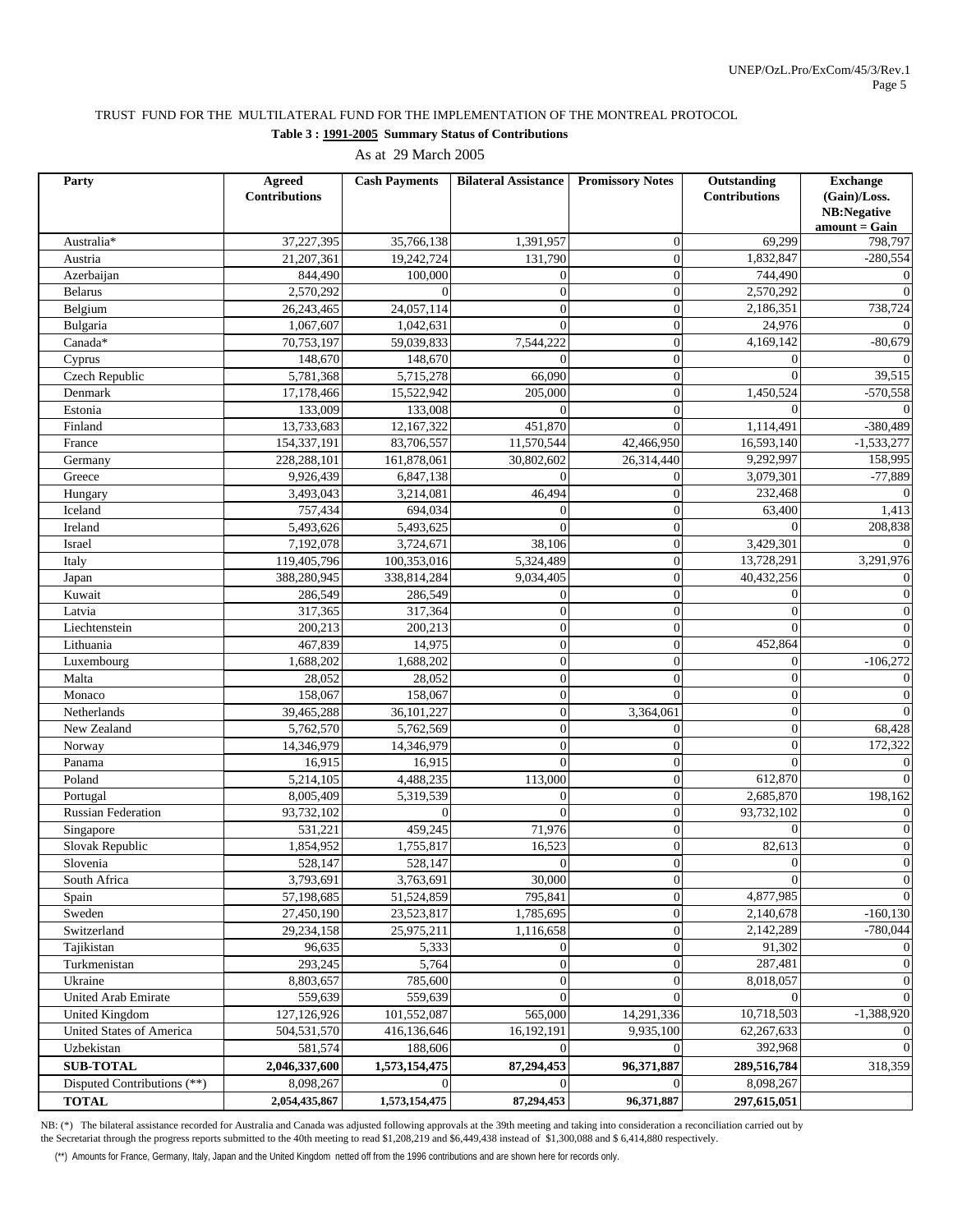TRUST FUND FOR THE MULTILATERAL FUND FOR THE IMPLEMENTATION OF THE MONTREAL PROTOCOL

**Table 3 : 1991-2005 Summary Status of Contributions**

As at 29 March 2005

| Party | Agreed Contributions | Cash Payments | Bilateral Assistance | Promissory Notes | Outstanding Contributions | Exchange (Gain)/Loss. NB:Negative amount = Gain |
|---|---|---|---|---|---|---|
| Australia* | 37,227,395 | 35,766,138 | 1,391,957 | 0 | 69,299 | 798,797 |
| Austria | 21,207,361 | 19,242,724 | 131,790 | 0 | 1,832,847 | -280,554 |
| Azerbaijan | 844,490 | 100,000 | 0 | 0 | 744,490 | 0 |
| Belarus | 2,570,292 | 0 | 0 | 0 | 2,570,292 | 0 |
| Belgium | 26,243,465 | 24,057,114 | 0 | 0 | 2,186,351 | 738,724 |
| Bulgaria | 1,067,607 | 1,042,631 | 0 | 0 | 24,976 | 0 |
| Canada* | 70,753,197 | 59,039,833 | 7,544,222 | 0 | 4,169,142 | -80,679 |
| Cyprus | 148,670 | 148,670 | 0 | 0 | 0 | 0 |
| Czech Republic | 5,781,368 | 5,715,278 | 66,090 | 0 | 0 | 39,515 |
| Denmark | 17,178,466 | 15,522,942 | 205,000 | 0 | 1,450,524 | -570,558 |
| Estonia | 133,009 | 133,008 | 0 | 0 | 0 | 0 |
| Finland | 13,733,683 | 12,167,322 | 451,870 | 0 | 1,114,491 | -380,489 |
| France | 154,337,191 | 83,706,557 | 11,570,544 | 42,466,950 | 16,593,140 | -1,533,277 |
| Germany | 228,288,101 | 161,878,061 | 30,802,602 | 26,314,440 | 9,292,997 | 158,995 |
| Greece | 9,926,439 | 6,847,138 | 0 | 0 | 3,079,301 | -77,889 |
| Hungary | 3,493,043 | 3,214,081 | 46,494 | 0 | 232,468 | 0 |
| Iceland | 757,434 | 694,034 | 0 | 0 | 63,400 | 1,413 |
| Ireland | 5,493,626 | 5,493,625 | 0 | 0 | 0 | 208,838 |
| Israel | 7,192,078 | 3,724,671 | 38,106 | 0 | 3,429,301 | 0 |
| Italy | 119,405,796 | 100,353,016 | 5,324,489 | 0 | 13,728,291 | 3,291,976 |
| Japan | 388,280,945 | 338,814,284 | 9,034,405 | 0 | 40,432,256 | 0 |
| Kuwait | 286,549 | 286,549 | 0 | 0 | 0 | 0 |
| Latvia | 317,365 | 317,364 | 0 | 0 | 0 | 0 |
| Liechtenstein | 200,213 | 200,213 | 0 | 0 | 0 | 0 |
| Lithuania | 467,839 | 14,975 | 0 | 0 | 452,864 | 0 |
| Luxembourg | 1,688,202 | 1,688,202 | 0 | 0 | 0 | -106,272 |
| Malta | 28,052 | 28,052 | 0 | 0 | 0 | 0 |
| Monaco | 158,067 | 158,067 | 0 | 0 | 0 | 0 |
| Netherlands | 39,465,288 | 36,101,227 | 0 | 3,364,061 | 0 | 0 |
| New Zealand | 5,762,570 | 5,762,569 | 0 | 0 | 0 | 68,428 |
| Norway | 14,346,979 | 14,346,979 | 0 | 0 | 0 | 172,322 |
| Panama | 16,915 | 16,915 | 0 | 0 | 0 | 0 |
| Poland | 5,214,105 | 4,488,235 | 113,000 | 0 | 612,870 | 0 |
| Portugal | 8,005,409 | 5,319,539 | 0 | 0 | 2,685,870 | 198,162 |
| Russian Federation | 93,732,102 | 0 | 0 | 0 | 93,732,102 | 0 |
| Singapore | 531,221 | 459,245 | 71,976 | 0 | 0 | 0 |
| Slovak Republic | 1,854,952 | 1,755,817 | 16,523 | 0 | 82,613 | 0 |
| Slovenia | 528,147 | 528,147 | 0 | 0 | 0 | 0 |
| South Africa | 3,793,691 | 3,763,691 | 30,000 | 0 | 0 | 0 |
| Spain | 57,198,685 | 51,524,859 | 795,841 | 0 | 4,877,985 | 0 |
| Sweden | 27,450,190 | 23,523,817 | 1,785,695 | 0 | 2,140,678 | -160,130 |
| Switzerland | 29,234,158 | 25,975,211 | 1,116,658 | 0 | 2,142,289 | -780,044 |
| Tajikistan | 96,635 | 5,333 | 0 | 0 | 91,302 | 0 |
| Turkmenistan | 293,245 | 5,764 | 0 | 0 | 287,481 | 0 |
| Ukraine | 8,803,657 | 785,600 | 0 | 0 | 8,018,057 | 0 |
| United Arab Emirate | 559,639 | 559,639 | 0 | 0 | 0 | 0 |
| United Kingdom | 127,126,926 | 101,552,087 | 565,000 | 14,291,336 | 10,718,503 | -1,388,920 |
| United States of America | 504,531,570 | 416,136,646 | 16,192,191 | 9,935,100 | 62,267,633 | 0 |
| Uzbekistan | 581,574 | 188,606 | 0 | 0 | 392,968 | 0 |
| **SUB-TOTAL** | **2,046,337,600** | **1,573,154,475** | **87,294,453** | **96,371,887** | **289,516,784** | 318,359 |
| Disputed Contributions (**) | 8,098,267 | 0 | 0 | 0 | 8,098,267 | |
| **TOTAL** | **2,054,435,867** | **1,573,154,475** | **87,294,453** | **96,371,887** | **297,615,051** | |

NB: (*) The bilateral assistance recorded for Australia and Canada was adjusted following approvals at the 39th meeting and taking into consideration a reconciliation carried out by the Secretariat through the progress reports submitted to the 40th meeting to read $1,208,219 and $6,449,438 instead of $1,300,088 and $ 6,414,880 respectively.

(**) Amounts for France, Germany, Italy, Japan and the United Kingdom netted off from the 1996 contributions and are shown here for records only.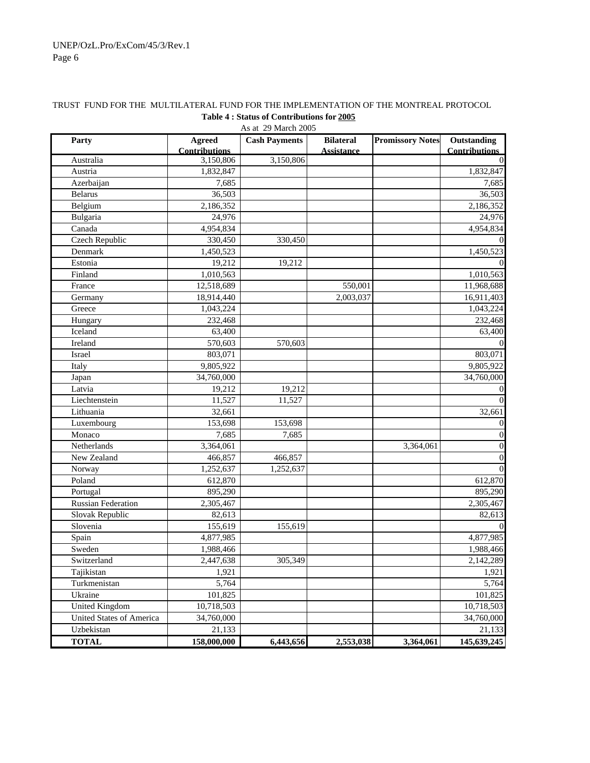TRUST FUND FOR THE MULTILATERAL FUND FOR THE IMPLEMENTATION OF THE MONTREAL PROTOCOL

**Table 4 : Status of Contributions for 2005**

As at 29 March 2005

| Party | Agreed Contributions | Cash Payments | Bilateral Assistance | Promissory Notes | Outstanding Contributions |
|---|---|---|---|---|---|
| Australia | 3,150,806 | 3,150,806 | | | 0 |
| Austria | 1,832,847 | | | | 1,832,847 |
| Azerbaijan | 7,685 | | | | 7,685 |
| Belarus | 36,503 | | | | 36,503 |
| Belgium | 2,186,352 | | | | 2,186,352 |
| Bulgaria | 24,976 | | | | 24,976 |
| Canada | 4,954,834 | | | | 4,954,834 |
| Czech Republic | 330,450 | 330,450 | | | 0 |
| Denmark | 1,450,523 | | | | 1,450,523 |
| Estonia | 19,212 | 19,212 | | | 0 |
| Finland | 1,010,563 | | | | 1,010,563 |
| France | 12,518,689 | | 550,001 | | 11,968,688 |
| Germany | 18,914,440 | | 2,003,037 | | 16,911,403 |
| Greece | 1,043,224 | | | | 1,043,224 |
| Hungary | 232,468 | | | | 232,468 |
| Iceland | 63,400 | | | | 63,400 |
| Ireland | 570,603 | 570,603 | | | 0 |
| Israel | 803,071 | | | | 803,071 |
| Italy | 9,805,922 | | | | 9,805,922 |
| Japan | 34,760,000 | | | | 34,760,000 |
| Latvia | 19,212 | 19,212 | | | 0 |
| Liechtenstein | 11,527 | 11,527 | | | 0 |
| Lithuania | 32,661 | | | | 32,661 |
| Luxembourg | 153,698 | 153,698 | | | 0 |
| Monaco | 7,685 | 7,685 | | | 0 |
| Netherlands | 3,364,061 | | | 3,364,061 | 0 |
| New Zealand | 466,857 | 466,857 | | | 0 |
| Norway | 1,252,637 | 1,252,637 | | | 0 |
| Poland | 612,870 | | | | 612,870 |
| Portugal | 895,290 | | | | 895,290 |
| Russian Federation | 2,305,467 | | | | 2,305,467 |
| Slovak Republic | 82,613 | | | | 82,613 |
| Slovenia | 155,619 | 155,619 | | | 0 |
| Spain | 4,877,985 | | | | 4,877,985 |
| Sweden | 1,988,466 | | | | 1,988,466 |
| Switzerland | 2,447,638 | 305,349 | | | 2,142,289 |
| Tajikistan | 1,921 | | | | 1,921 |
| Turkmenistan | 5,764 | | | | 5,764 |
| Ukraine | 101,825 | | | | 101,825 |
| United Kingdom | 10,718,503 | | | | 10,718,503 |
| United States of America | 34,760,000 | | | | 34,760,000 |
| Uzbekistan | 21,133 | | | | 21,133 |
| **TOTAL** | **158,000,000** | **6,443,656** | **2,553,038** | **3,364,061** | **145,639,245** |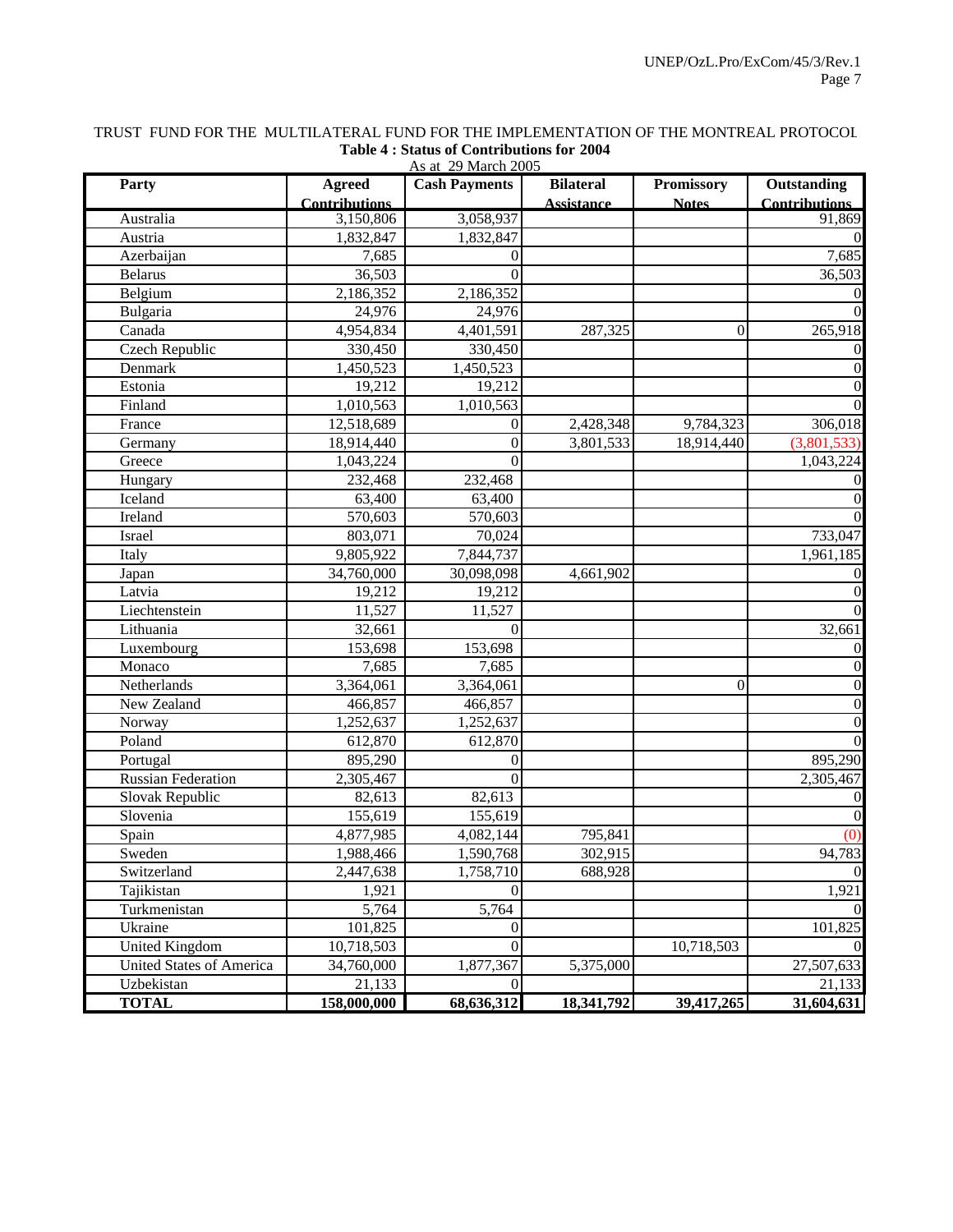TRUST FUND FOR THE MULTILATERAL FUND FOR THE IMPLEMENTATION OF THE MONTREAL PROTOCOL

**Table 4 : Status of Contributions for 2004**

As at 29 March 2005

| Party | Agreed Contributions | Cash Payments | Bilateral Assistance | Promissory Notes | Outstanding Contributions |
|---|---|---|---|---|---|
| Australia | 3,150,806 | 3,058,937 | | | 91,869 |
| Austria | 1,832,847 | 1,832,847 | | | 0 |
| Azerbaijan | 7,685 | 0 | | | 7,685 |
| Belarus | 36,503 | 0 | | | 36,503 |
| Belgium | 2,186,352 | 2,186,352 | | | 0 |
| Bulgaria | 24,976 | 24,976 | | | 0 |
| Canada | 4,954,834 | 4,401,591 | 287,325 | 0 | 265,918 |
| Czech Republic | 330,450 | 330,450 | | | 0 |
| Denmark | 1,450,523 | 1,450,523 | | | 0 |
| Estonia | 19,212 | 19,212 | | | 0 |
| Finland | 1,010,563 | 1,010,563 | | | 0 |
| France | 12,518,689 | 0 | 2,428,348 | 9,784,323 | 306,018 |
| Germany | 18,914,440 | 0 | 3,801,533 | 18,914,440 | (3,801,533) |
| Greece | 1,043,224 | 0 | | | 1,043,224 |
| Hungary | 232,468 | 232,468 | | | 0 |
| Iceland | 63,400 | 63,400 | | | 0 |
| Ireland | 570,603 | 570,603 | | | 0 |
| Israel | 803,071 | 70,024 | | | 733,047 |
| Italy | 9,805,922 | 7,844,737 | | | 1,961,185 |
| Japan | 34,760,000 | 30,098,098 | 4,661,902 | | 0 |
| Latvia | 19,212 | 19,212 | | | 0 |
| Liechtenstein | 11,527 | 11,527 | | | 0 |
| Lithuania | 32,661 | 0 | | | 32,661 |
| Luxembourg | 153,698 | 153,698 | | | 0 |
| Monaco | 7,685 | 7,685 | | | 0 |
| Netherlands | 3,364,061 | 3,364,061 | | 0 | 0 |
| New Zealand | 466,857 | 466,857 | | | 0 |
| Norway | 1,252,637 | 1,252,637 | | | 0 |
| Poland | 612,870 | 612,870 | | | 0 |
| Portugal | 895,290 | 0 | | | 895,290 |
| Russian Federation | 2,305,467 | 0 | | | 2,305,467 |
| Slovak Republic | 82,613 | 82,613 | | | 0 |
| Slovenia | 155,619 | 155,619 | | | 0 |
| Spain | 4,877,985 | 4,082,144 | 795,841 | | (0) |
| Sweden | 1,988,466 | 1,590,768 | 302,915 | | 94,783 |
| Switzerland | 2,447,638 | 1,758,710 | 688,928 | | 0 |
| Tajikistan | 1,921 | 0 | | | 1,921 |
| Turkmenistan | 5,764 | 5,764 | | | 0 |
| Ukraine | 101,825 | 0 | | | 101,825 |
| United Kingdom | 10,718,503 | 0 | | 10,718,503 | 0 |
| United States of America | 34,760,000 | 1,877,367 | 5,375,000 | | 27,507,633 |
| Uzbekistan | 21,133 | 0 | | | 21,133 |
| **TOTAL** | **158,000,000** | **68,636,312** | **18,341,792** | **39,417,265** | **31,604,631** |